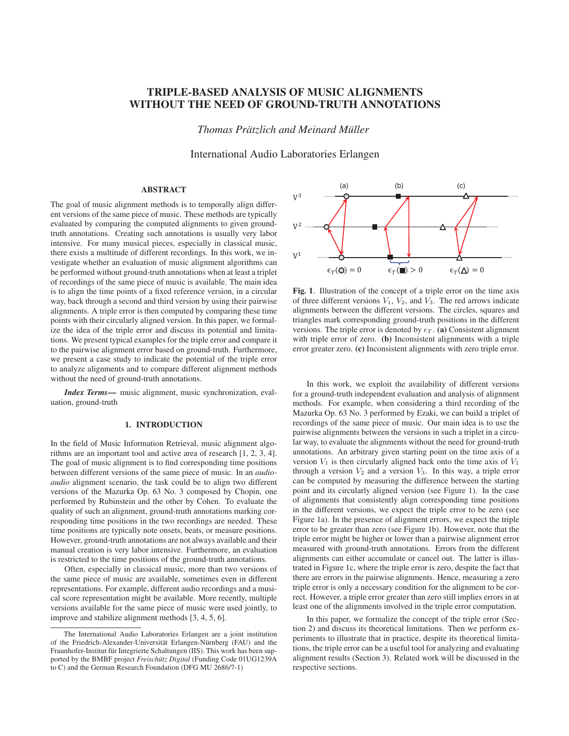# TRIPLE-BASED ANALYSIS OF MUSIC ALIGNMENTS WITHOUT THE NEED OF GROUND-TRUTH ANNOTATIONS

*Thomas Prätzlich and Meinard Müller*

International Audio Laboratories Erlangen

## ABSTRACT

The goal of music alignment methods is to temporally align different versions of the same piece of music. These methods are typically evaluated by comparing the computed alignments to given ground-truth annotations. Creating such annotations is usually very labor intensive. For many musical pieces, especially in classical music, there exists a multitude of different recordings. In this work, we investigate whether an evaluation of music alignment algorithms can be performed without ground-truth annotations when at least a triplet of recordings of the same piece of music is available. The main idea is to align the time points of a fixed reference version, in a circular way, back through a second and third version by using their pairwise alignments. A triple error is then computed by comparing these time points with their circularly aligned version. In this paper, we formalize the idea of the triple error and discuss its potential and limitations. We present typical examples for the triple error and compare it to the pairwise alignment error based on ground-truth. Furthermore, we present a case study to indicate the potential of the triple error to analyze alignments and to compare different alignment methods without the need of ground-truth annotations.

***Index Terms*—** music alignment, music synchronization, evaluation, ground-truth

## 1. INTRODUCTION

In the field of Music Information Retrieval, music alignment algorithms are an important tool and active area of research [1, 2, 3, 4]. The goal of music alignment is to find corresponding time positions between different versions of the same piece of music. In an *audio-audio* alignment scenario, the task could be to align two different versions of the Mazurka Op. 63 No. 3 composed by Chopin, one performed by Rubinstein and the other by Cohen. To evaluate the quality of such an alignment, ground-truth annotations marking corresponding time positions in the two recordings are needed. These time positions are typically note onsets, beats, or measure positions. However, ground-truth annotations are not always available and their manual creation is very labor intensive. Furthermore, an evaluation is restricted to the time positions of the ground-truth annotations.

Often, especially in classical music, more than two versions of the same piece of music are available, sometimes even in different representations. For example, different audio recordings and a musical score representation might be available. More recently, multiple versions available for the same piece of music were used jointly, to improve and stabilize alignment methods [3, 4, 5, 6].

(a) (b) (c)

$V^3$

$V^2$

$V^1$

$\epsilon_T(\bigcirc) = 0$ $\epsilon_T(\blacksquare) > 0$ $\epsilon_T(\triangle) = 0$

**Fig. 1**. Illustration of the concept of a triple error on the time axis of three different versions $V_1$, $V_2$, and $V_3$. The red arrows indicate alignments between the different versions. The circles, squares and triangles mark corresponding ground-truth positions in the different versions. The triple error is denoted by $\epsilon_T$. **(a)** Consistent alignment with triple error of zero. **(b)** Inconsistent alignments with a triple error greater zero. **(c)** Inconsistent alignments with zero triple error.

In this work, we exploit the availability of different versions for a ground-truth independent evaluation and analysis of alignment methods. For example, when considering a third recording of the Mazurka Op. 63 No. 3 performed by Ezaki, we can build a triplet of recordings of the same piece of music. Our main idea is to use the pairwise alignments between the versions in such a triplet in a circular way, to evaluate the alignments without the need for ground-truth annotations. An arbitrary given starting point on the time axis of a version $V_1$ is then circularly aligned back onto the time axis of $V_1$ through a version $V_2$ and a version $V_3$. In this way, a triple error can be computed by measuring the difference between the starting point and its circularly aligned version (see Figure 1). In the case of alignments that consistently align corresponding time positions in the different versions, we expect the triple error to be zero (see Figure 1a). In the presence of alignment errors, we expect the triple error to be greater than zero (see Figure 1b). However, note that the triple error might be higher or lower than a pairwise alignment error measured with ground-truth annotations. Errors from the different alignments can either accumulate or cancel out. The latter is illustrated in Figure 1c, where the triple error is zero, despite the fact that there are errors in the pairwise alignments. Hence, measuring a zero triple error is only a necessary condition for the alignment to be correct. However, a triple error greater than zero still implies errors in at least one of the alignments involved in the triple error computation.

In this paper, we formalize the concept of the triple error (Section 2) and discuss its theoretical limitations. Then we perform experiments to illustrate that in practice, despite its theoretical limitations, the triple error can be a useful tool for analyzing and evaluating alignment results (Section 3). Related work will be discussed in the respective sections.

---

The International Audio Laboratories Erlangen are a joint institution of the Friedrich-Alexander-Universität Erlangen-Nürnberg (FAU) and the Fraunhofer-Institut für Integrierte Schaltungen (IIS). This work has been supported by the BMBF project *Freischütz Digital* (Funding Code 01UG1239A to C) and the German Research Foundation (DFG MU 2686/7-1)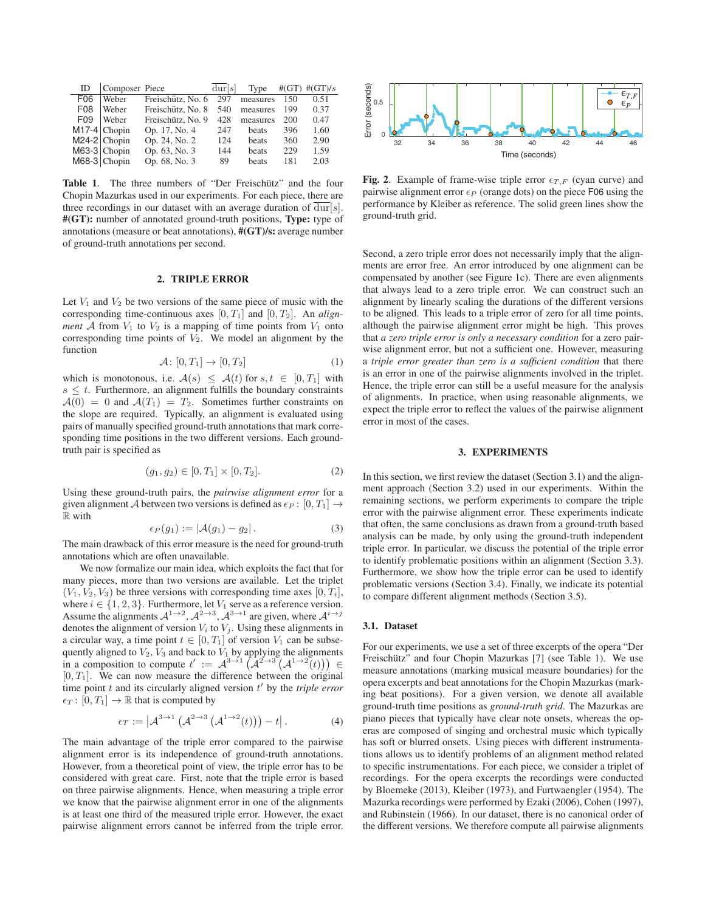| ID | Composer | Piece | $\overline{\text{dur}}[s]$ | Type | #(GT) | #(GT)/$s$ |
|---|---|---|---|---|---|---|
| F06 | Weber | Freischütz, No. 6 | 297 | measures | 150 | 0.51 |
| F08 | Weber | Freischütz, No. 8 | 540 | measures | 199 | 0.37 |
| F09 | Weber | Freischütz, No. 9 | 428 | measures | 200 | 0.47 |
| M17-4 | Chopin | Op. 17, No. 4 | 247 | beats | 396 | 1.60 |
| M24-2 | Chopin | Op. 24, No. 2 | 124 | beats | 360 | 2.90 |
| M63-3 | Chopin | Op. 63, No. 3 | 144 | beats | 229 | 1.59 |
| M68-3 | Chopin | Op. 68, No. 3 | 89 | beats | 181 | 2.03 |

**Table 1**. The three numbers of "Der Freischütz" and the four Chopin Mazurkas used in our experiments. For each piece, there are three recordings in our dataset with an average duration of $\overline{\text{dur}}[s]$. **#(GT):** number of annotated ground-truth positions, **Type:** type of annotations (measure or beat annotations), **#(GT)/s:** average number of ground-truth annotations per second.

## 2. TRIPLE ERROR

Let $V_1$ and $V_2$ be two versions of the same piece of music with the corresponding time-continuous axes $[0, T_1]$ and $[0, T_2]$. An *alignment* $\mathcal{A}$ from $V_1$ to $V_2$ is a mapping of time points from $V_1$ onto corresponding time points of $V_2$. We model an alignment by the function

$$\mathcal{A}\colon [0, T_1] \rightarrow [0, T_2] \tag{1}$$

which is monotonous, i.e. $\mathcal{A}(s) \leq \mathcal{A}(t)$ for $s, t \in [0, T_1]$ with $s \leq t$. Furthermore, an alignment fulfills the boundary constraints $\mathcal{A}(0) = 0$ and $\mathcal{A}(T_1) = T_2$. Sometimes further constraints on the slope are required. Typically, an alignment is evaluated using pairs of manually specified ground-truth annotations that mark corresponding time positions in the two different versions. Each ground-truth pair is specified as

$$(g_1, g_2) \in [0, T_1] \times [0, T_2]. \tag{2}$$

Using these ground-truth pairs, the *pairwise alignment error* for a given alignment $\mathcal{A}$ between two versions is defined as $\epsilon_P : [0, T_1] \rightarrow \mathbb{R}$ with

$$\epsilon_P(g_1) := |\mathcal{A}(g_1) - g_2|. \tag{3}$$

The main drawback of this error measure is the need for ground-truth annotations which are often unavailable.

We now formalize our main idea, which exploits the fact that for many pieces, more than two versions are available. Let the triplet $(V_1, V_2, V_3)$ be three versions with corresponding time axes $[0, T_i]$, where $i \in \{1, 2, 3\}$. Furthermore, let $V_1$ serve as a reference version. Assume the alignments $\mathcal{A}^{1\rightarrow 2}, \mathcal{A}^{2\rightarrow 3}, \mathcal{A}^{3\rightarrow 1}$ are given, where $\mathcal{A}^{i\rightarrow j}$ denotes the alignment of version $V_i$ to $V_j$. Using these alignments in a circular way, a time point $t \in [0, T_1]$ of version $V_1$ can be subsequently aligned to $V_2$, $V_3$ and back to $V_1$ by applying the alignments in a composition to compute $t' := \mathcal{A}^{3\rightarrow 1}\left(\mathcal{A}^{2\rightarrow 3}\left(\mathcal{A}^{1\rightarrow 2}(t)\right)\right) \in [0, T_1]$. We can now measure the difference between the original time point $t$ and its circularly aligned version $t'$ by the *triple error* $\epsilon_T : [0, T_1] \rightarrow \mathbb{R}$ that is computed by

$$\epsilon_T := \left|\mathcal{A}^{3\rightarrow 1}\left(\mathcal{A}^{2\rightarrow 3}\left(\mathcal{A}^{1\rightarrow 2}(t)\right)\right) - t\right|. \tag{4}$$

The main advantage of the triple error compared to the pairwise alignment error is its independence of ground-truth annotations. However, from a theoretical point of view, the triple error has to be considered with great care. First, note that the triple error is based on three pairwise alignments. Hence, when measuring a triple error we know that the pairwise alignment error in one of the alignments is at least one third of the measured triple error. However, the exact pairwise alignment errors cannot be inferred from the triple error.

**Fig. 2**. Example of frame-wise triple error $\epsilon_{T,F}$ (cyan curve) and pairwise alignment error $\epsilon_P$ (orange dots) on the piece F06 using the performance by Kleiber as reference. The solid green lines show the ground-truth grid.

Second, a zero triple error does not necessarily imply that the alignments are error free. An error introduced by one alignment can be compensated by another (see Figure 1c). There are even alignments that always lead to a zero triple error. We can construct such an alignment by linearly scaling the durations of the different versions to be aligned. This leads to a triple error of zero for all time points, although the pairwise alignment error might be high. This proves that *a zero triple error is only a necessary condition* for a zero pairwise alignment error, but not a sufficient one. However, measuring a *triple error greater than zero is a sufficient condition* that there is an error in one of the pairwise alignments involved in the triplet. Hence, the triple error can still be a useful measure for the analysis of alignments. In practice, when using reasonable alignments, we expect the triple error to reflect the values of the pairwise alignment error in most of the cases.

## 3. EXPERIMENTS

In this section, we first review the dataset (Section 3.1) and the alignment approach (Section 3.2) used in our experiments. Within the remaining sections, we perform experiments to compare the triple error with the pairwise alignment error. These experiments indicate that often, the same conclusions as drawn from a ground-truth based analysis can be made, by only using the ground-truth independent triple error. In particular, we discuss the potential of the triple error to identify problematic positions within an alignment (Section 3.3). Furthermore, we show how the triple error can be used to identify problematic versions (Section 3.4). Finally, we indicate its potential to compare different alignment methods (Section 3.5).

### 3.1. Dataset

For our experiments, we use a set of three excerpts of the opera "Der Freischütz" and four Chopin Mazurkas [7] (see Table 1). We use measure annotations (marking musical measure boundaries) for the opera excerpts and beat annotations for the Chopin Mazurkas (marking beat positions). For a given version, we denote all available ground-truth time positions as *ground-truth grid*. The Mazurkas are piano pieces that typically have clear note onsets, whereas the operas are composed of singing and orchestral music which typically has soft or blurred onsets. Using pieces with different instrumentations allows us to identify problems of an alignment method related to specific instrumentations. For each piece, we consider a triplet of recordings. For the opera excerpts the recordings were conducted by Bloemeke (2013), Kleiber (1973), and Furtwaengler (1954). The Mazurka recordings were performed by Ezaki (2006), Cohen (1997), and Rubinstein (1966). In our dataset, there is no canonical order of the different versions. We therefore compute all pairwise alignments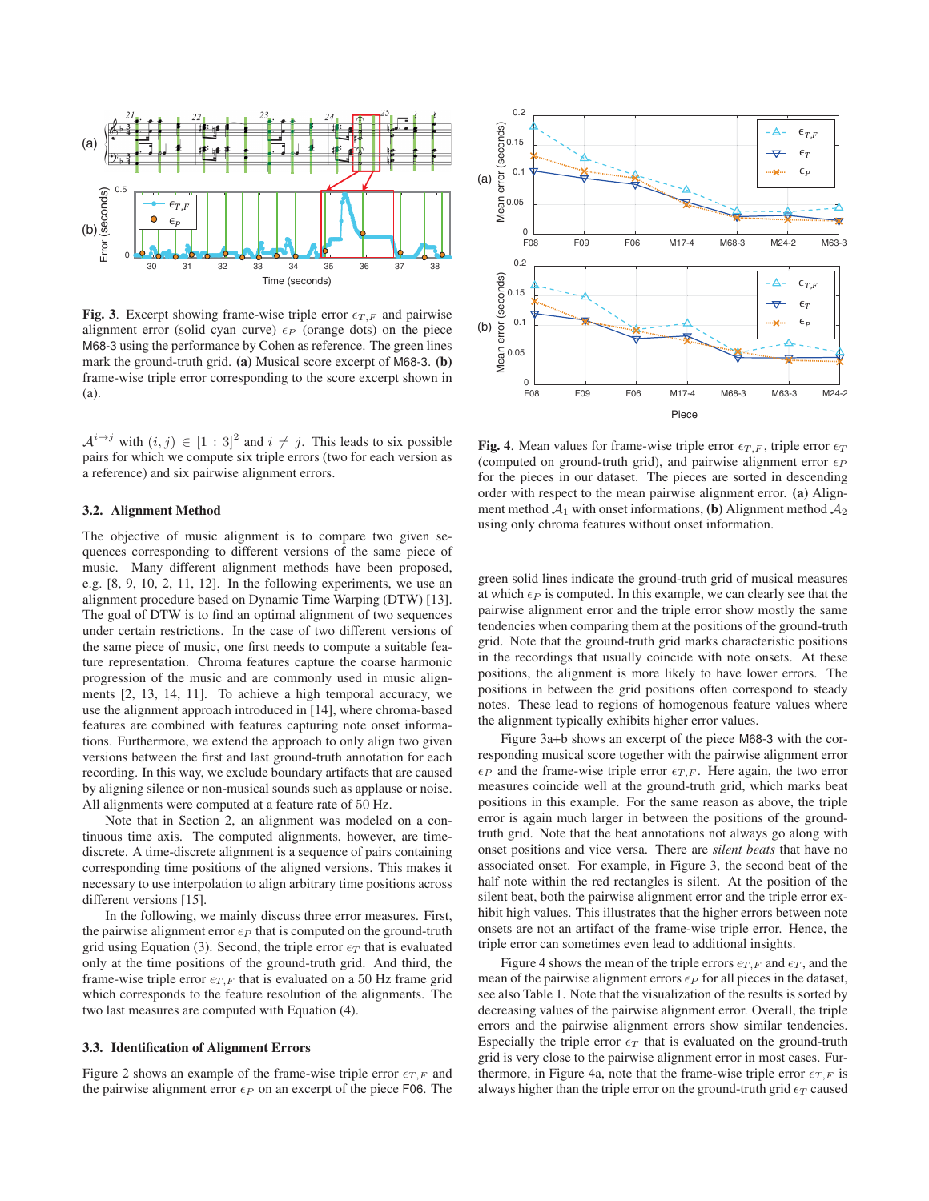**Fig. 3**. Excerpt showing frame-wise triple error $\epsilon_{T,F}$ and pairwise alignment error (solid cyan curve) $\epsilon_P$ (orange dots) on the piece M68-3 using the performance by Cohen as reference. The green lines mark the ground-truth grid. **(a)** Musical score excerpt of M68-3. **(b)** frame-wise triple error corresponding to the score excerpt shown in (a).

$\mathcal{A}^{i \to j}$ with $(i, j) \in [1 : 3]^2$ and $i \neq j$. This leads to six possible pairs for which we compute six triple errors (two for each version as a reference) and six pairwise alignment errors.

### 3.2. Alignment Method

The objective of music alignment is to compare two given sequences corresponding to different versions of the same piece of music. Many different alignment methods have been proposed, e.g. [8, 9, 10, 2, 11, 12]. In the following experiments, we use an alignment procedure based on Dynamic Time Warping (DTW) [13]. The goal of DTW is to find an optimal alignment of two sequences under certain restrictions. In the case of two different versions of the same piece of music, one first needs to compute a suitable feature representation. Chroma features capture the coarse harmonic progression of the music and are commonly used in music alignments [2, 13, 14, 11]. To achieve a high temporal accuracy, we use the alignment approach introduced in [14], where chroma-based features are combined with features capturing note onset informations. Furthermore, we extend the approach to only align two given versions between the first and last ground-truth annotation for each recording. In this way, we exclude boundary artifacts that are caused by aligning silence or non-musical sounds such as applause or noise. All alignments were computed at a feature rate of 50 Hz.

Note that in Section 2, an alignment was modeled on a continuous time axis. The computed alignments, however, are time-discrete. A time-discrete alignment is a sequence of pairs containing corresponding time positions of the aligned versions. This makes it necessary to use interpolation to align arbitrary time positions across different versions [15].

In the following, we mainly discuss three error measures. First, the pairwise alignment error $\epsilon_P$ that is computed on the ground-truth grid using Equation (3). Second, the triple error $\epsilon_T$ that is evaluated only at the time positions of the ground-truth grid. And third, the frame-wise triple error $\epsilon_{T,F}$ that is evaluated on a 50 Hz frame grid which corresponds to the feature resolution of the alignments. The two last measures are computed with Equation (4).

### 3.3. Identification of Alignment Errors

Figure 2 shows an example of the frame-wise triple error $\epsilon_{T,F}$ and the pairwise alignment error $\epsilon_P$ on an excerpt of the piece F06. The green solid lines indicate the ground-truth grid of musical measures at which $\epsilon_P$ is computed. In this example, we can clearly see that the pairwise alignment error and the triple error show mostly the same tendencies when comparing them at the positions of the ground-truth grid. Note that the ground-truth grid marks characteristic positions in the recordings that usually coincide with note onsets. At these positions, the alignment is more likely to have lower errors. The positions in between the grid positions often correspond to steady notes. These lead to regions of homogenous feature values where the alignment typically exhibits higher error values.

**Fig. 4**. Mean values for frame-wise triple error $\epsilon_{T,F}$, triple error $\epsilon_T$ (computed on ground-truth grid), and pairwise alignment error $\epsilon_P$ for the pieces in our dataset. The pieces are sorted in descending order with respect to the mean pairwise alignment error. **(a)** Alignment method $\mathcal{A}_1$ with onset informations, **(b)** Alignment method $\mathcal{A}_2$ using only chroma features without onset information.

Figure 3a+b shows an excerpt of the piece M68-3 with the corresponding musical score together with the pairwise alignment error $\epsilon_P$ and the frame-wise triple error $\epsilon_{T,F}$. Here again, the two error measures coincide well at the ground-truth grid, which marks beat positions in this example. For the same reason as above, the triple error is again much larger in between the positions of the ground-truth grid. Note that the beat annotations not always go along with onset positions and vice versa. There are *silent beats* that have no associated onset. For example, in Figure 3, the second beat of the half note within the red rectangles is silent. At the position of the silent beat, both the pairwise alignment error and the triple error exhibit high values. This illustrates that the higher errors between note onsets are not an artifact of the frame-wise triple error. Hence, the triple error can sometimes even lead to additional insights.

Figure 4 shows the mean of the triple errors $\epsilon_{T,F}$ and $\epsilon_T$, and the mean of the pairwise alignment errors $\epsilon_P$ for all pieces in the dataset, see also Table 1. Note that the visualization of the results is sorted by decreasing values of the pairwise alignment error. Overall, the triple errors and the pairwise alignment errors show similar tendencies. Especially the triple error $\epsilon_T$ that is evaluated on the ground-truth grid is very close to the pairwise alignment error in most cases. Furthermore, in Figure 4a, note that the frame-wise triple error $\epsilon_{T,F}$ is always higher than the triple error on the ground-truth grid $\epsilon_T$ caused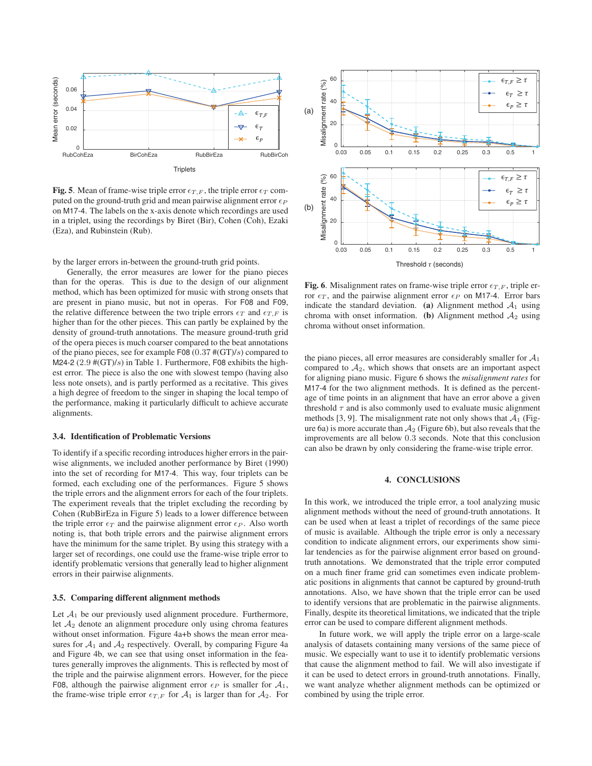**Fig. 5**. Mean of frame-wise triple error $\epsilon_{T,F}$, the triple error $\epsilon_T$ computed on the ground-truth grid and mean pairwise alignment error $\epsilon_P$ on M17-4. The labels on the x-axis denote which recordings are used in a triplet, using the recordings by Biret (Bir), Cohen (Coh), Ezaki (Eza), and Rubinstein (Rub).

by the larger errors in-between the ground-truth grid points.

Generally, the error measures are lower for the piano pieces than for the operas. This is due to the design of our alignment method, which has been optimized for music with strong onsets that are present in piano music, but not in operas. For F08 and F09, the relative difference between the two triple errors $\epsilon_T$ and $\epsilon_{T,F}$ is higher than for the other pieces. This can partly be explained by the density of ground-truth annotations. The measure ground-truth grid of the opera pieces is much coarser compared to the beat annotations of the piano pieces, see for example F08 ($0.37$ #(GT)/$s$) compared to M24-2 ($2.9$ #(GT)/$s$) in Table 1. Furthermore, F08 exhibits the highest error. The piece is also the one with slowest tempo (having also less note onsets), and is partly performed as a recitative. This gives a high degree of freedom to the singer in shaping the local tempo of the performance, making it particularly difficult to achieve accurate alignments.

### 3.4. Identification of Problematic Versions

To identify if a specific recording introduces higher errors in the pairwise alignments, we included another performance by Biret (1990) into the set of recording for M17-4. This way, four triplets can be formed, each excluding one of the performances. Figure 5 shows the triple errors and the alignment errors for each of the four triplets. The experiment reveals that the triplet excluding the recording by Cohen (RubBirEza in Figure 5) leads to a lower difference between the triple error $\epsilon_T$ and the pairwise alignment error $\epsilon_P$. Also worth noting is, that both triple errors and the pairwise alignment errors have the minimum for the same triplet. By using this strategy with a larger set of recordings, one could use the frame-wise triple error to identify problematic versions that generally lead to higher alignment errors in their pairwise alignments.

### 3.5. Comparing different alignment methods

Let $\mathcal{A}_1$ be our previously used alignment procedure. Furthermore, let $\mathcal{A}_2$ denote an alignment procedure only using chroma features without onset information. Figure 4a+b shows the mean error measures for $\mathcal{A}_1$ and $\mathcal{A}_2$ respectively. Overall, by comparing Figure 4a and Figure 4b, we can see that using onset information in the features generally improves the alignments. This is reflected by most of the triple and the pairwise alignment errors. However, for the piece F08, although the pairwise alignment error $\epsilon_P$ is smaller for $\mathcal{A}_1$, the frame-wise triple error $\epsilon_{T,F}$ for $\mathcal{A}_1$ is larger than for $\mathcal{A}_2$. For the piano pieces, all error measures are considerably smaller for $\mathcal{A}_1$ compared to $\mathcal{A}_2$, which shows that onsets are an important aspect for aligning piano music. Figure 6 shows the *misalignment rates* for M17-4 for the two alignment methods. It is defined as the percentage of time points in an alignment that have an error above a given threshold $\tau$ and is also commonly used to evaluate music alignment methods [3, 9]. The misalignment rate not only shows that $\mathcal{A}_1$ (Figure 6a) is more accurate than $\mathcal{A}_2$ (Figure 6b), but also reveals that the improvements are all below $0.3$ seconds. Note that this conclusion can also be drawn by only considering the frame-wise triple error.

**Fig. 6**. Misalignment rates on frame-wise triple error $\epsilon_{T,F}$, triple error $\epsilon_T$, and the pairwise alignment error $\epsilon_P$ on M17-4. Error bars indicate the standard deviation. **(a)** Alignment method $\mathcal{A}_1$ using chroma with onset information. **(b)** Alignment method $\mathcal{A}_2$ using chroma without onset information.

## 4. CONCLUSIONS

In this work, we introduced the triple error, a tool analyzing music alignment methods without the need of ground-truth annotations. It can be used when at least a triplet of recordings of the same piece of music is available. Although the triple error is only a necessary condition to indicate alignment errors, our experiments show similar tendencies as for the pairwise alignment error based on ground-truth annotations. We demonstrated that the triple error computed on a much finer frame grid can sometimes even indicate problematic positions in alignments that cannot be captured by ground-truth annotations. Also, we have shown that the triple error can be used to identify versions that are problematic in the pairwise alignments. Finally, despite its theoretical limitations, we indicated that the triple error can be used to compare different alignment methods.

In future work, we will apply the triple error on a large-scale analysis of datasets containing many versions of the same piece of music. We especially want to use it to identify problematic versions that cause the alignment method to fail. We will also investigate if it can be used to detect errors in ground-truth annotations. Finally, we want analyze whether alignment methods can be optimized or combined by using the triple error.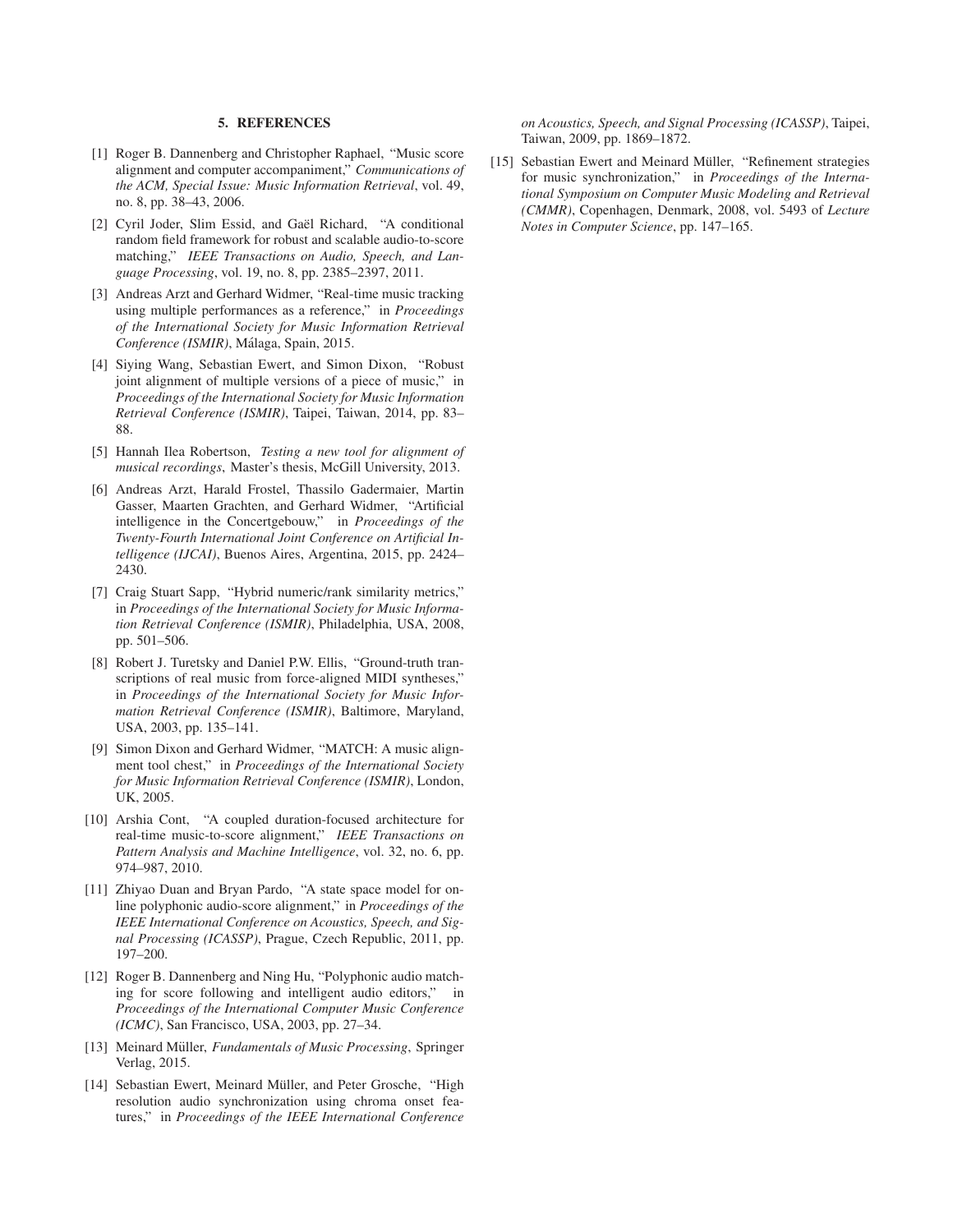## 5. REFERENCES

[1] Roger B. Dannenberg and Christopher Raphael, "Music score alignment and computer accompaniment," *Communications of the ACM, Special Issue: Music Information Retrieval*, vol. 49, no. 8, pp. 38–43, 2006.

[2] Cyril Joder, Slim Essid, and Gaël Richard, "A conditional random field framework for robust and scalable audio-to-score matching," *IEEE Transactions on Audio, Speech, and Language Processing*, vol. 19, no. 8, pp. 2385–2397, 2011.

[3] Andreas Arzt and Gerhard Widmer, "Real-time music tracking using multiple performances as a reference," in *Proceedings of the International Society for Music Information Retrieval Conference (ISMIR)*, Málaga, Spain, 2015.

[4] Siying Wang, Sebastian Ewert, and Simon Dixon, "Robust joint alignment of multiple versions of a piece of music," in *Proceedings of the International Society for Music Information Retrieval Conference (ISMIR)*, Taipei, Taiwan, 2014, pp. 83–88.

[5] Hannah Ilea Robertson, *Testing a new tool for alignment of musical recordings*, Master's thesis, McGill University, 2013.

[6] Andreas Arzt, Harald Frostel, Thassilo Gadermaier, Martin Gasser, Maarten Grachten, and Gerhard Widmer, "Artificial intelligence in the Concertgebouw," in *Proceedings of the Twenty-Fourth International Joint Conference on Artificial Intelligence (IJCAI)*, Buenos Aires, Argentina, 2015, pp. 2424–2430.

[7] Craig Stuart Sapp, "Hybrid numeric/rank similarity metrics," in *Proceedings of the International Society for Music Information Retrieval Conference (ISMIR)*, Philadelphia, USA, 2008, pp. 501–506.

[8] Robert J. Turetsky and Daniel P.W. Ellis, "Ground-truth transcriptions of real music from force-aligned MIDI syntheses," in *Proceedings of the International Society for Music Information Retrieval Conference (ISMIR)*, Baltimore, Maryland, USA, 2003, pp. 135–141.

[9] Simon Dixon and Gerhard Widmer, "MATCH: A music alignment tool chest," in *Proceedings of the International Society for Music Information Retrieval Conference (ISMIR)*, London, UK, 2005.

[10] Arshia Cont, "A coupled duration-focused architecture for real-time music-to-score alignment," *IEEE Transactions on Pattern Analysis and Machine Intelligence*, vol. 32, no. 6, pp. 974–987, 2010.

[11] Zhiyao Duan and Bryan Pardo, "A state space model for online polyphonic audio-score alignment," in *Proceedings of the IEEE International Conference on Acoustics, Speech, and Signal Processing (ICASSP)*, Prague, Czech Republic, 2011, pp. 197–200.

[12] Roger B. Dannenberg and Ning Hu, "Polyphonic audio matching for score following and intelligent audio editors," in *Proceedings of the International Computer Music Conference (ICMC)*, San Francisco, USA, 2003, pp. 27–34.

[13] Meinard Müller, *Fundamentals of Music Processing*, Springer Verlag, 2015.

[14] Sebastian Ewert, Meinard Müller, and Peter Grosche, "High resolution audio synchronization using chroma onset features," in *Proceedings of the IEEE International Conference on Acoustics, Speech, and Signal Processing (ICASSP)*, Taipei, Taiwan, 2009, pp. 1869–1872.

[15] Sebastian Ewert and Meinard Müller, "Refinement strategies for music synchronization," in *Proceedings of the International Symposium on Computer Music Modeling and Retrieval (CMMR)*, Copenhagen, Denmark, 2008, vol. 5493 of *Lecture Notes in Computer Science*, pp. 147–165.